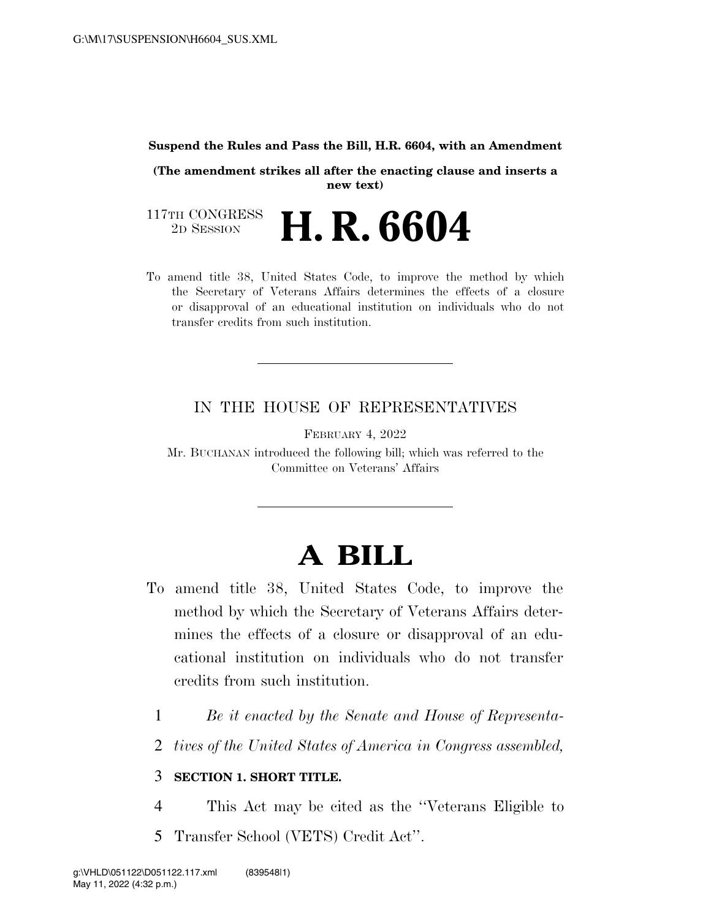**Suspend the Rules and Pass the Bill, H.R. 6604, with an Amendment**

**(The amendment strikes all after the enacting clause and inserts a new text)**

117TH CONGRESS
2D SESSION

# H. R. 6604

To amend title 38, United States Code, to improve the method by which the Secretary of Veterans Affairs determines the effects of a closure or disapproval of an educational institution on individuals who do not transfer credits from such institution.

---

IN THE HOUSE OF REPRESENTATIVES

FEBRUARY 4, 2022

Mr. BUCHANAN introduced the following bill; which was referred to the Committee on Veterans' Affairs

---

# A BILL

To amend title 38, United States Code, to improve the method by which the Secretary of Veterans Affairs determines the effects of a closure or disapproval of an educational institution on individuals who do not transfer credits from such institution.

1 *Be it enacted by the Senate and House of Representa-*
2 *tives of the United States of America in Congress assembled,*

3 **SECTION 1. SHORT TITLE.**

4 This Act may be cited as the ''Veterans Eligible to
5 Transfer School (VETS) Credit Act''.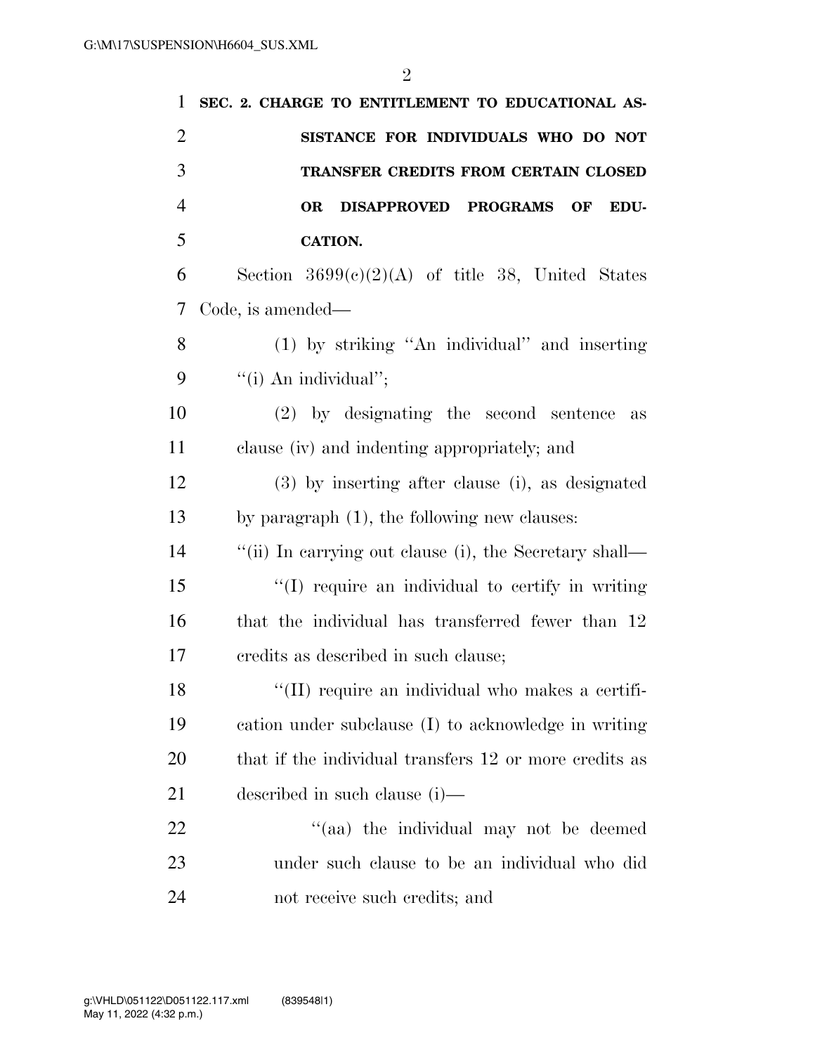**SEC. 2. CHARGE TO ENTITLEMENT TO EDUCATIONAL ASSISTANCE FOR INDIVIDUALS WHO DO NOT TRANSFER CREDITS FROM CERTAIN CLOSED OR DISAPPROVED PROGRAMS OF EDUCATION.**

Section 3699(c)(2)(A) of title 38, United States Code, is amended—

(1) by striking "An individual" and inserting "(i) An individual";

(2) by designating the second sentence as clause (iv) and indenting appropriately; and

(3) by inserting after clause (i), as designated by paragraph (1), the following new clauses:

"(ii) In carrying out clause (i), the Secretary shall—

"(I) require an individual to certify in writing that the individual has transferred fewer than 12 credits as described in such clause;

"(II) require an individual who makes a certification under subclause (I) to acknowledge in writing that if the individual transfers 12 or more credits as described in such clause (i)—

"(aa) the individual may not be deemed under such clause to be an individual who did not receive such credits; and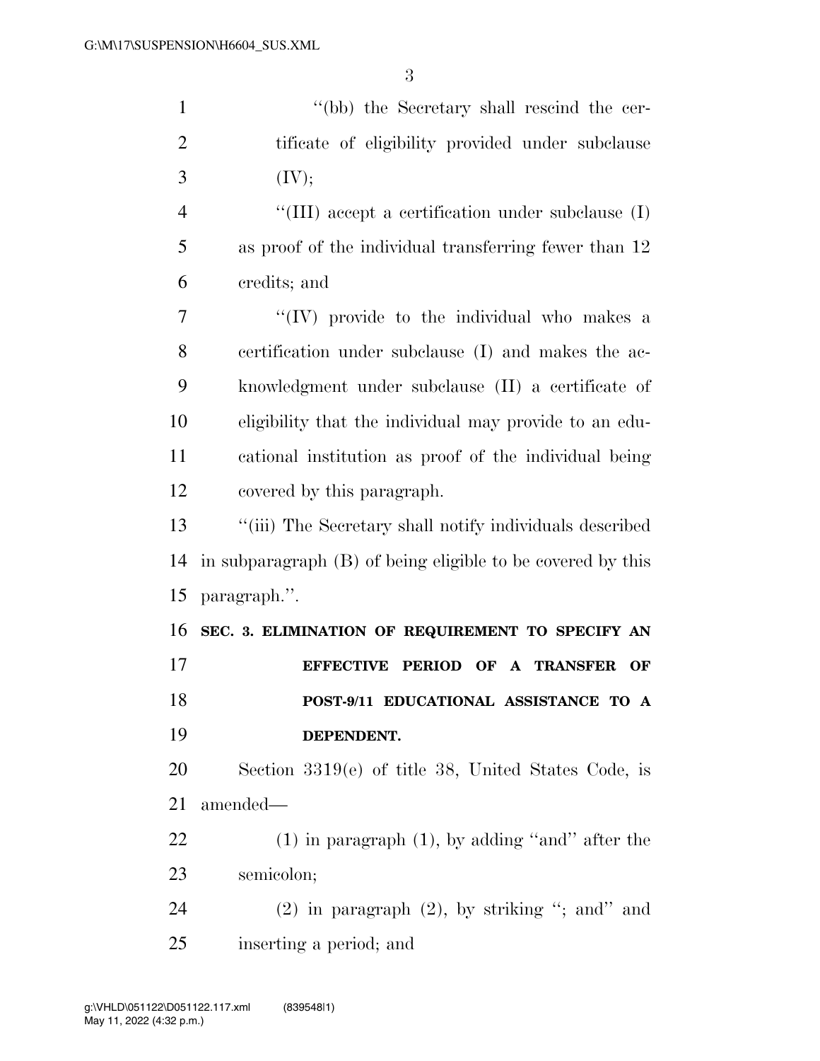''(bb) the Secretary shall rescind the certificate of eligibility provided under subclause (IV);

''(III) accept a certification under subclause (I) as proof of the individual transferring fewer than 12 credits; and

''(IV) provide to the individual who makes a certification under subclause (I) and makes the acknowledgment under subclause (II) a certificate of eligibility that the individual may provide to an educational institution as proof of the individual being covered by this paragraph.

''(iii) The Secretary shall notify individuals described in subparagraph (B) of being eligible to be covered by this paragraph.''.

**SEC. 3. ELIMINATION OF REQUIREMENT TO SPECIFY AN EFFECTIVE PERIOD OF A TRANSFER OF POST-9/11 EDUCATIONAL ASSISTANCE TO A DEPENDENT.**

Section 3319(e) of title 38, United States Code, is amended—

(1) in paragraph (1), by adding ''and'' after the semicolon;

(2) in paragraph (2), by striking ''; and'' and inserting a period; and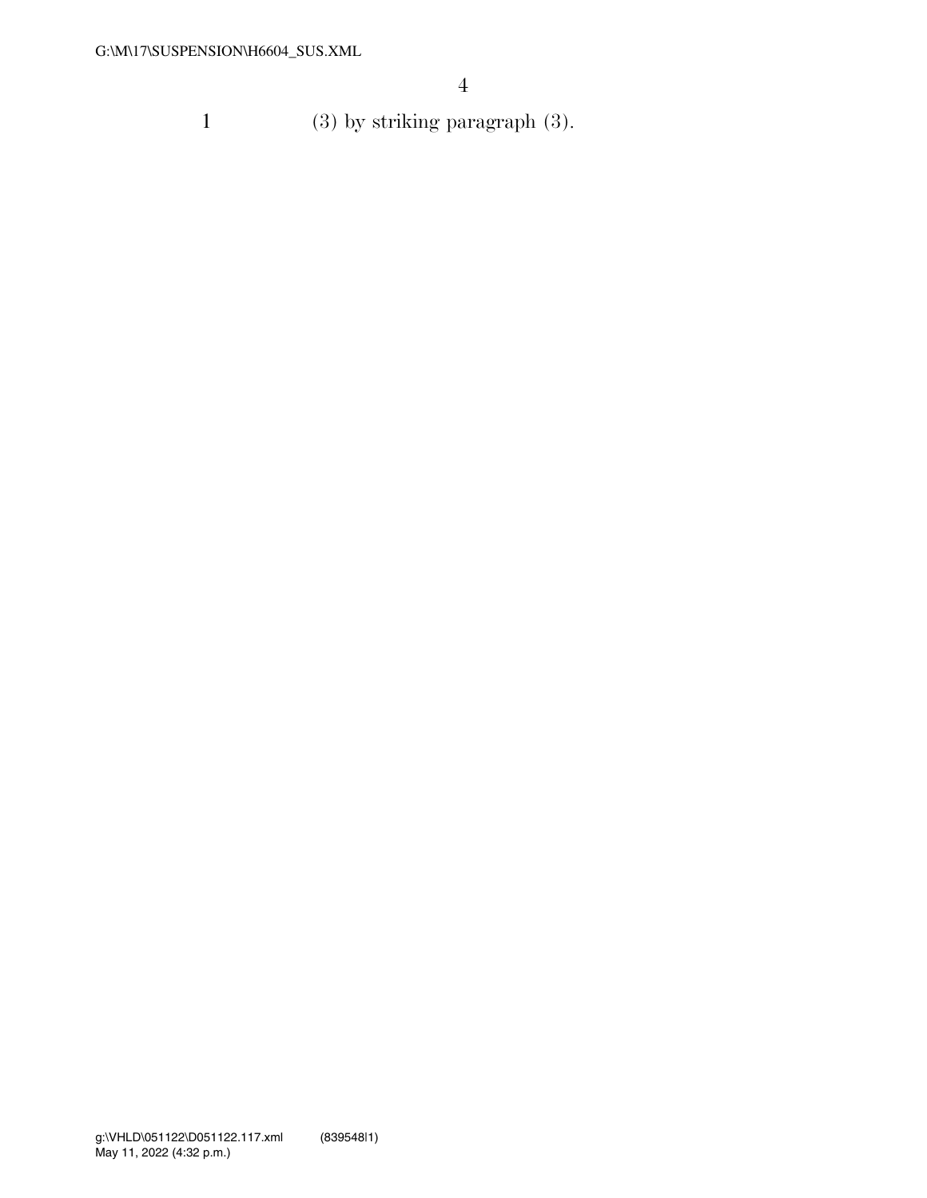(3) by striking paragraph (3).